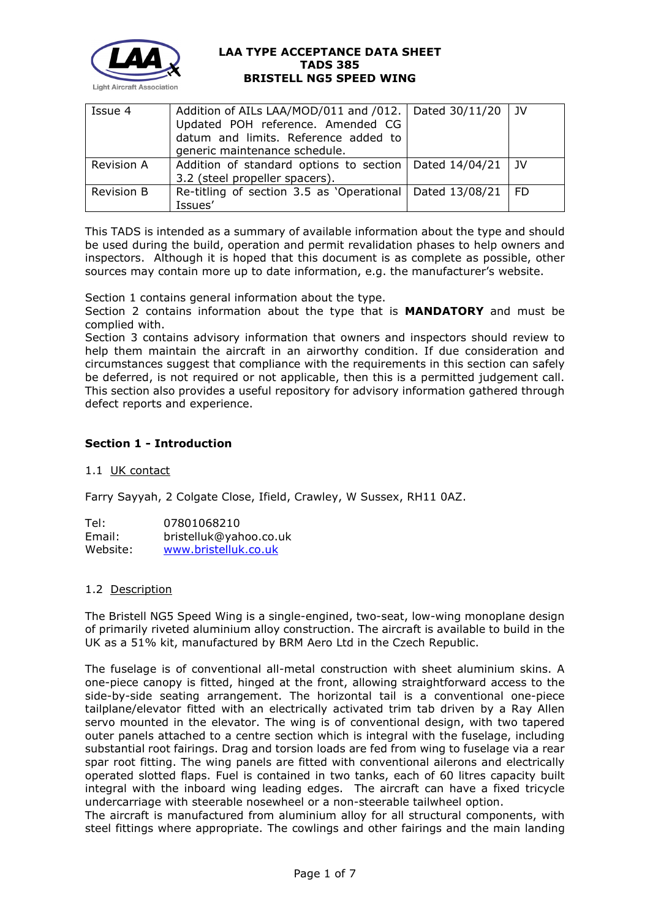# LAA TYPE ACCEPTANCE DATA SHEET
# TADS 385
# BRISTELL NG5 SPEED WING

| Issue 4 | Addition of AILs LAA/MOD/011 and /012. Updated POH reference. Amended CG datum and limits. Reference added to generic maintenance schedule. | Dated 30/11/20 | JV |
|---|---|---|---|
| Revision A | Addition of standard options to section 3.2 (steel propeller spacers). | Dated 14/04/21 | JV |
| Revision B | Re-titling of section 3.5 as 'Operational Issues' | Dated 13/08/21 | FD |

This TADS is intended as a summary of available information about the type and should be used during the build, operation and permit revalidation phases to help owners and inspectors. Although it is hoped that this document is as complete as possible, other sources may contain more up to date information, e.g. the manufacturer's website.

Section 1 contains general information about the type.
Section 2 contains information about the type that is **MANDATORY** and must be complied with.
Section 3 contains advisory information that owners and inspectors should review to help them maintain the aircraft in an airworthy condition. If due consideration and circumstances suggest that compliance with the requirements in this section can safely be deferred, is not required or not applicable, then this is a permitted judgement call. This section also provides a useful repository for advisory information gathered through defect reports and experience.

## Section 1 - Introduction

### 1.1 UK contact

Farry Sayyah, 2 Colgate Close, Ifield, Crawley, W Sussex, RH11 0AZ.

Tel: 07801068210
Email: bristelluk@yahoo.co.uk
Website: www.bristelluk.co.uk

### 1.2 Description

The Bristell NG5 Speed Wing is a single-engined, two-seat, low-wing monoplane design of primarily riveted aluminium alloy construction. The aircraft is available to build in the UK as a 51% kit, manufactured by BRM Aero Ltd in the Czech Republic.

The fuselage is of conventional all-metal construction with sheet aluminium skins. A one-piece canopy is fitted, hinged at the front, allowing straightforward access to the side-by-side seating arrangement. The horizontal tail is a conventional one-piece tailplane/elevator fitted with an electrically activated trim tab driven by a Ray Allen servo mounted in the elevator. The wing is of conventional design, with two tapered outer panels attached to a centre section which is integral with the fuselage, including substantial root fairings. Drag and torsion loads are fed from wing to fuselage via a rear spar root fitting. The wing panels are fitted with conventional ailerons and electrically operated slotted flaps. Fuel is contained in two tanks, each of 60 litres capacity built integral with the inboard wing leading edges. The aircraft can have a fixed tricycle undercarriage with steerable nosewheel or a non-steerable tailwheel option.
The aircraft is manufactured from aluminium alloy for all structural components, with steel fittings where appropriate. The cowlings and other fairings and the main landing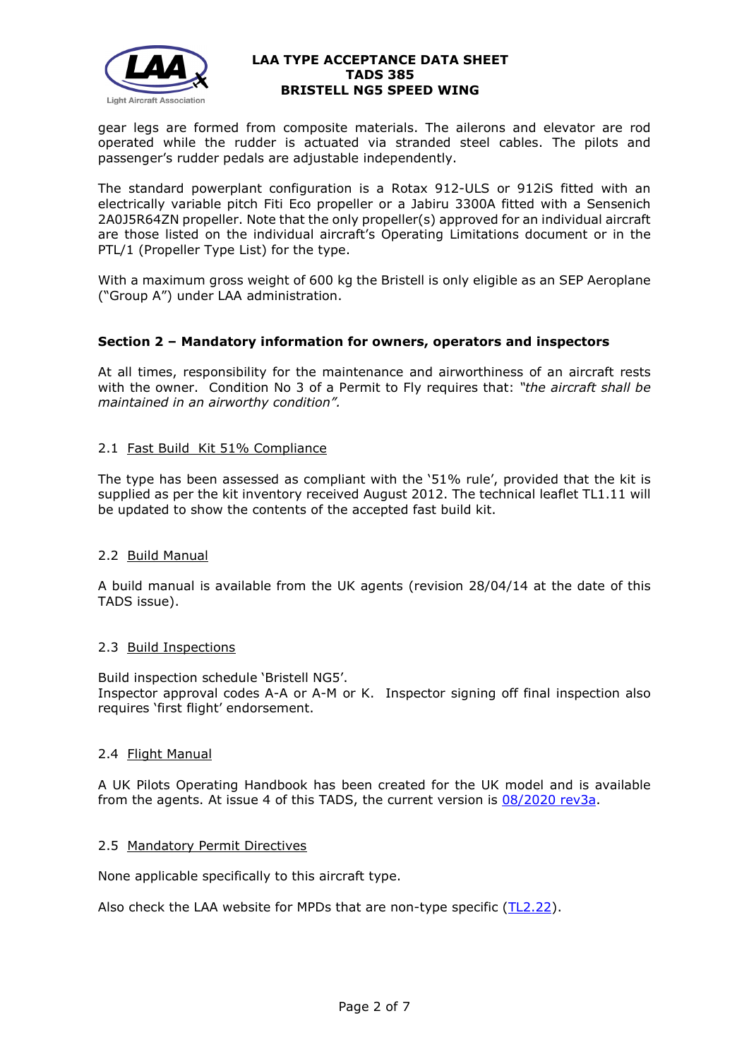gear legs are formed from composite materials. The ailerons and elevator are rod operated while the rudder is actuated via stranded steel cables. The pilots and passenger's rudder pedals are adjustable independently.

The standard powerplant configuration is a Rotax 912-ULS or 912iS fitted with an electrically variable pitch Fiti Eco propeller or a Jabiru 3300A fitted with a Sensenich 2A0J5R64ZN propeller. Note that the only propeller(s) approved for an individual aircraft are those listed on the individual aircraft's Operating Limitations document or in the PTL/1 (Propeller Type List) for the type.

With a maximum gross weight of 600 kg the Bristell is only eligible as an SEP Aeroplane ("Group A") under LAA administration.

## Section 2 – Mandatory information for owners, operators and inspectors

At all times, responsibility for the maintenance and airworthiness of an aircraft rests with the owner. Condition No 3 of a Permit to Fly requires that: *"the aircraft shall be maintained in an airworthy condition".*

### 2.1 Fast Build Kit 51% Compliance

The type has been assessed as compliant with the '51% rule', provided that the kit is supplied as per the kit inventory received August 2012. The technical leaflet TL1.11 will be updated to show the contents of the accepted fast build kit.

### 2.2 Build Manual

A build manual is available from the UK agents (revision 28/04/14 at the date of this TADS issue).

### 2.3 Build Inspections

Build inspection schedule 'Bristell NG5'.
Inspector approval codes A-A or A-M or K. Inspector signing off final inspection also requires 'first flight' endorsement.

### 2.4 Flight Manual

A UK Pilots Operating Handbook has been created for the UK model and is available from the agents. At issue 4 of this TADS, the current version is 08/2020 rev3a.

### 2.5 Mandatory Permit Directives

None applicable specifically to this aircraft type.

Also check the LAA website for MPDs that are non-type specific (TL2.22).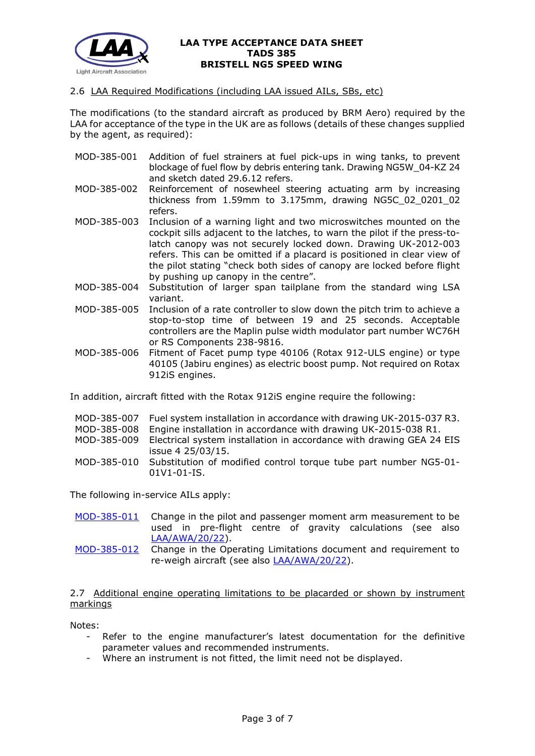### 2.6 LAA Required Modifications (including LAA issued AILs, SBs, etc)

The modifications (to the standard aircraft as produced by BRM Aero) required by the LAA for acceptance of the type in the UK are as follows (details of these changes supplied by the agent, as required):

| | |
|---|---|
| MOD-385-001 | Addition of fuel strainers at fuel pick-ups in wing tanks, to prevent blockage of fuel flow by debris entering tank. Drawing NG5W_04-KZ 24 and sketch dated 29.6.12 refers. |
| MOD-385-002 | Reinforcement of nosewheel steering actuating arm by increasing thickness from 1.59mm to 3.175mm, drawing NG5C_02_0201_02 refers. |
| MOD-385-003 | Inclusion of a warning light and two microswitches mounted on the cockpit sills adjacent to the latches, to warn the pilot if the press-to-latch canopy was not securely locked down. Drawing UK-2012-003 refers. This can be omitted if a placard is positioned in clear view of the pilot stating "check both sides of canopy are locked before flight by pushing up canopy in the centre". |
| MOD-385-004 | Substitution of larger span tailplane from the standard wing LSA variant. |
| MOD-385-005 | Inclusion of a rate controller to slow down the pitch trim to achieve a stop-to-stop time of between 19 and 25 seconds. Acceptable controllers are the Maplin pulse width modulator part number WC76H or RS Components 238-9816. |
| MOD-385-006 | Fitment of Facet pump type 40106 (Rotax 912-ULS engine) or type 40105 (Jabiru engines) as electric boost pump. Not required on Rotax 912iS engines. |

In addition, aircraft fitted with the Rotax 912iS engine require the following:

| | |
|---|---|
| MOD-385-007 | Fuel system installation in accordance with drawing UK-2015-037 R3. |
| MOD-385-008 | Engine installation in accordance with drawing UK-2015-038 R1. |
| MOD-385-009 | Electrical system installation in accordance with drawing GEA 24 EIS issue 4 25/03/15. |
| MOD-385-010 | Substitution of modified control torque tube part number NG5-01-01V1-01-IS. |

The following in-service AILs apply:

| | |
|---|---|
| MOD-385-011 | Change in the pilot and passenger moment arm measurement to be used in pre-flight centre of gravity calculations (see also LAA/AWA/20/22). |
| MOD-385-012 | Change in the Operating Limitations document and requirement to re-weigh aircraft (see also LAA/AWA/20/22). |

### 2.7 Additional engine operating limitations to be placarded or shown by instrument markings

Notes:

- Refer to the engine manufacturer's latest documentation for the definitive parameter values and recommended instruments.
- Where an instrument is not fitted, the limit need not be displayed.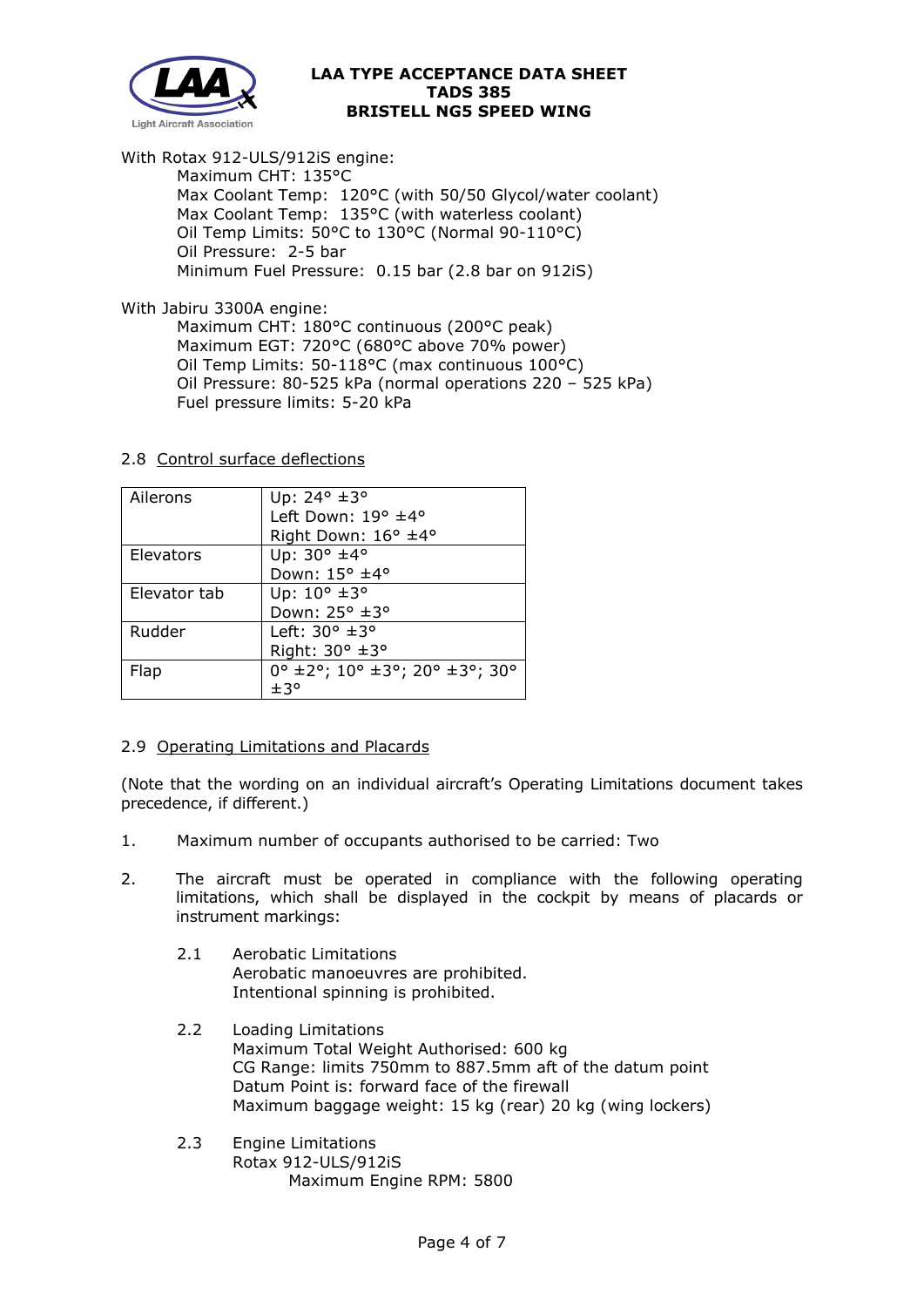With Rotax 912-ULS/912iS engine:

Maximum CHT: 135°C
Max Coolant Temp: 120°C (with 50/50 Glycol/water coolant)
Max Coolant Temp: 135°C (with waterless coolant)
Oil Temp Limits: 50°C to 130°C (Normal 90-110°C)
Oil Pressure: 2-5 bar
Minimum Fuel Pressure: 0.15 bar (2.8 bar on 912iS)

With Jabiru 3300A engine:

Maximum CHT: 180°C continuous (200°C peak)
Maximum EGT: 720°C (680°C above 70% power)
Oil Temp Limits: 50-118°C (max continuous 100°C)
Oil Pressure: 80-525 kPa (normal operations 220 – 525 kPa)
Fuel pressure limits: 5-20 kPa

2.8 Control surface deflections

| | |
|---|---|
| Ailerons | Up: 24° ±3°<br>Left Down: 19° ±4°<br>Right Down: 16° ±4° |
| Elevators | Up: 30° ±4°<br>Down: 15° ±4° |
| Elevator tab | Up: 10° ±3°<br>Down: 25° ±3° |
| Rudder | Left: 30° ±3°<br>Right: 30° ±3° |
| Flap | 0° ±2°; 10° ±3°; 20° ±3°; 30° ±3° |

2.9 Operating Limitations and Placards

(Note that the wording on an individual aircraft's Operating Limitations document takes precedence, if different.)

1. Maximum number of occupants authorised to be carried: Two

2. The aircraft must be operated in compliance with the following operating limitations, which shall be displayed in the cockpit by means of placards or instrument markings:

   2.1 Aerobatic Limitations
   Aerobatic manoeuvres are prohibited.
   Intentional spinning is prohibited.

   2.2 Loading Limitations
   Maximum Total Weight Authorised: 600 kg
   CG Range: limits 750mm to 887.5mm aft of the datum point
   Datum Point is: forward face of the firewall
   Maximum baggage weight: 15 kg (rear) 20 kg (wing lockers)

   2.3 Engine Limitations
   Rotax 912-ULS/912iS
   Maximum Engine RPM: 5800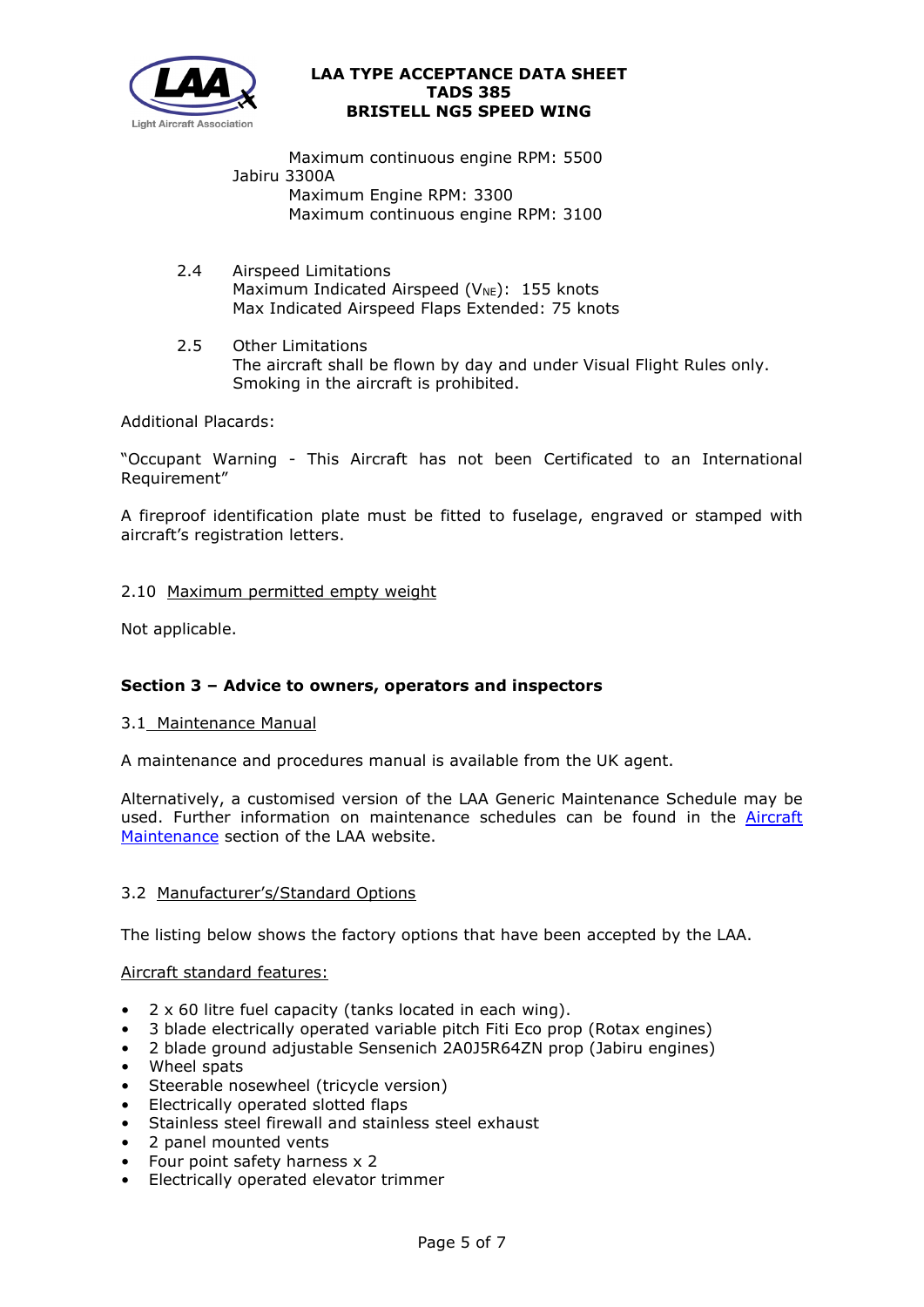Maximum continuous engine RPM: 5500

Jabiru 3300A

Maximum Engine RPM: 3300

Maximum continuous engine RPM: 3100

2.4 Airspeed Limitations

Maximum Indicated Airspeed ($V_{NE}$): 155 knots

Max Indicated Airspeed Flaps Extended: 75 knots

2.5 Other Limitations

The aircraft shall be flown by day and under Visual Flight Rules only.

Smoking in the aircraft is prohibited.

Additional Placards:

"Occupant Warning - This Aircraft has not been Certificated to an International Requirement"

A fireproof identification plate must be fitted to fuselage, engraved or stamped with aircraft's registration letters.

2.10 Maximum permitted empty weight

Not applicable.

## Section 3 – Advice to owners, operators and inspectors

3.1 Maintenance Manual

A maintenance and procedures manual is available from the UK agent.

Alternatively, a customised version of the LAA Generic Maintenance Schedule may be used. Further information on maintenance schedules can be found in the Aircraft Maintenance section of the LAA website.

3.2 Manufacturer's/Standard Options

The listing below shows the factory options that have been accepted by the LAA.

Aircraft standard features:

- 2 x 60 litre fuel capacity (tanks located in each wing).
- 3 blade electrically operated variable pitch Fiti Eco prop (Rotax engines)
- 2 blade ground adjustable Sensenich 2A0J5R64ZN prop (Jabiru engines)
- Wheel spats
- Steerable nosewheel (tricycle version)
- Electrically operated slotted flaps
- Stainless steel firewall and stainless steel exhaust
- 2 panel mounted vents
- Four point safety harness x 2
- Electrically operated elevator trimmer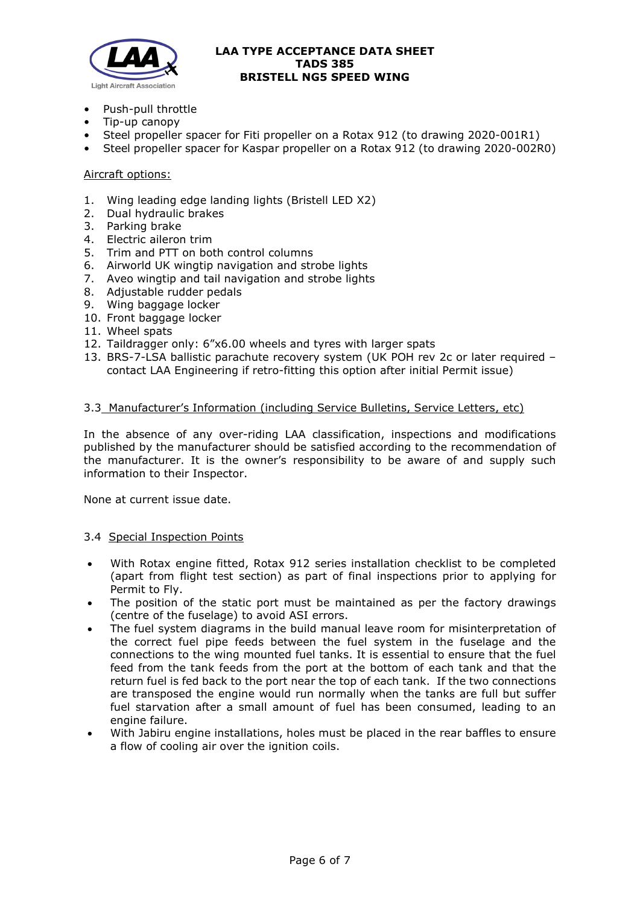- Push-pull throttle
- Tip-up canopy
- Steel propeller spacer for Fiti propeller on a Rotax 912 (to drawing 2020-001R1)
- Steel propeller spacer for Kaspar propeller on a Rotax 912 (to drawing 2020-002R0)

Aircraft options:

1. Wing leading edge landing lights (Bristell LED X2)
2. Dual hydraulic brakes
3. Parking brake
4. Electric aileron trim
5. Trim and PTT on both control columns
6. Airworld UK wingtip navigation and strobe lights
7. Aveo wingtip and tail navigation and strobe lights
8. Adjustable rudder pedals
9. Wing baggage locker
10. Front baggage locker
11. Wheel spats
12. Taildragger only: 6"x6.00 wheels and tyres with larger spats
13. BRS-7-LSA ballistic parachute recovery system (UK POH rev 2c or later required – contact LAA Engineering if retro-fitting this option after initial Permit issue)

### 3.3 Manufacturer's Information (including Service Bulletins, Service Letters, etc)

In the absence of any over-riding LAA classification, inspections and modifications published by the manufacturer should be satisfied according to the recommendation of the manufacturer. It is the owner's responsibility to be aware of and supply such information to their Inspector.

None at current issue date.

### 3.4 Special Inspection Points

- With Rotax engine fitted, Rotax 912 series installation checklist to be completed (apart from flight test section) as part of final inspections prior to applying for Permit to Fly.
- The position of the static port must be maintained as per the factory drawings (centre of the fuselage) to avoid ASI errors.
- The fuel system diagrams in the build manual leave room for misinterpretation of the correct fuel pipe feeds between the fuel system in the fuselage and the connections to the wing mounted fuel tanks. It is essential to ensure that the fuel feed from the tank feeds from the port at the bottom of each tank and that the return fuel is fed back to the port near the top of each tank. If the two connections are transposed the engine would run normally when the tanks are full but suffer fuel starvation after a small amount of fuel has been consumed, leading to an engine failure.
- With Jabiru engine installations, holes must be placed in the rear baffles to ensure a flow of cooling air over the ignition coils.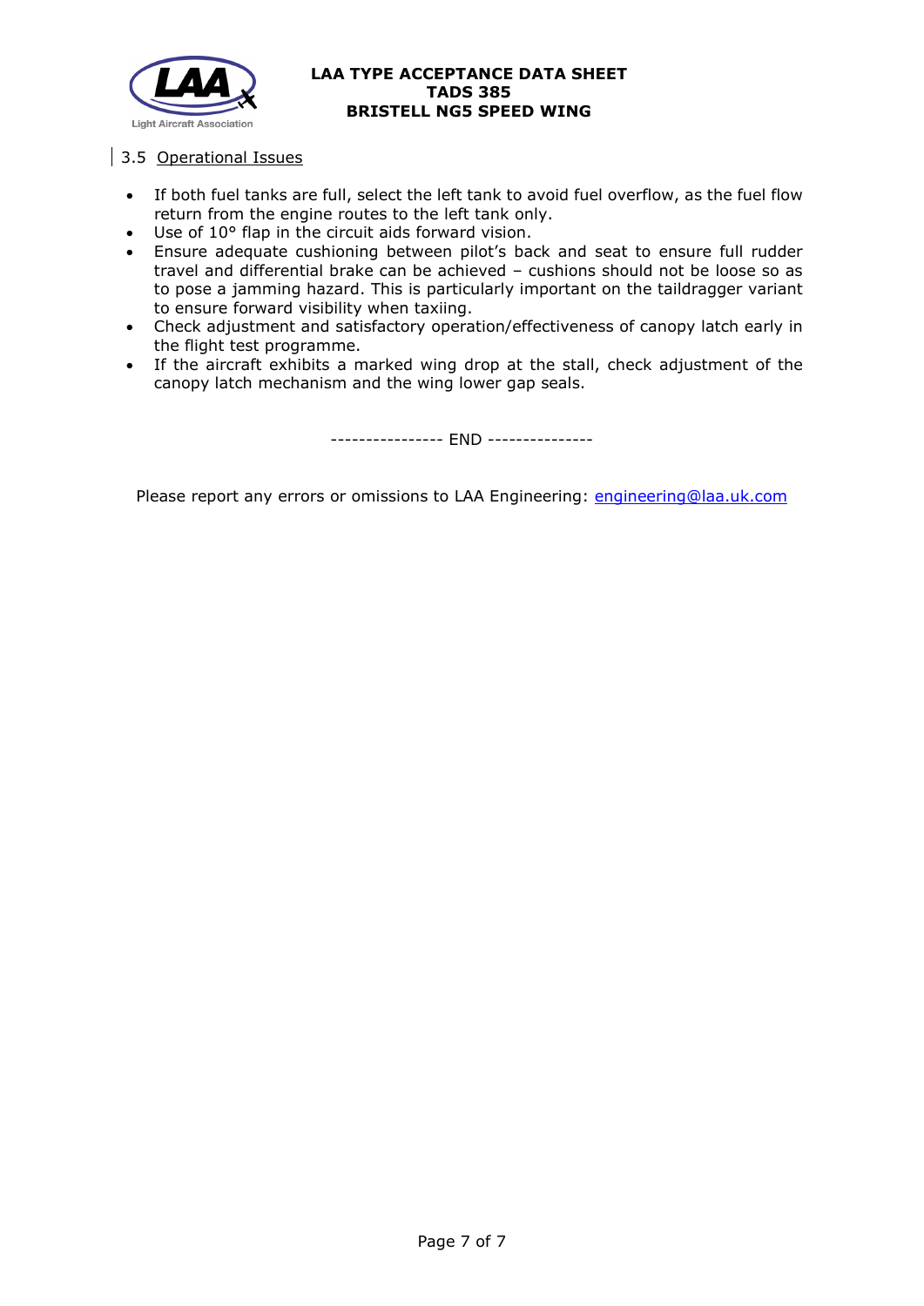### 3.5 Operational Issues

- If both fuel tanks are full, select the left tank to avoid fuel overflow, as the fuel flow return from the engine routes to the left tank only.
- Use of 10° flap in the circuit aids forward vision.
- Ensure adequate cushioning between pilot's back and seat to ensure full rudder travel and differential brake can be achieved – cushions should not be loose so as to pose a jamming hazard. This is particularly important on the taildragger variant to ensure forward visibility when taxiing.
- Check adjustment and satisfactory operation/effectiveness of canopy latch early in the flight test programme.
- If the aircraft exhibits a marked wing drop at the stall, check adjustment of the canopy latch mechanism and the wing lower gap seals.

---------------- END ---------------

Please report any errors or omissions to LAA Engineering: engineering@laa.uk.com